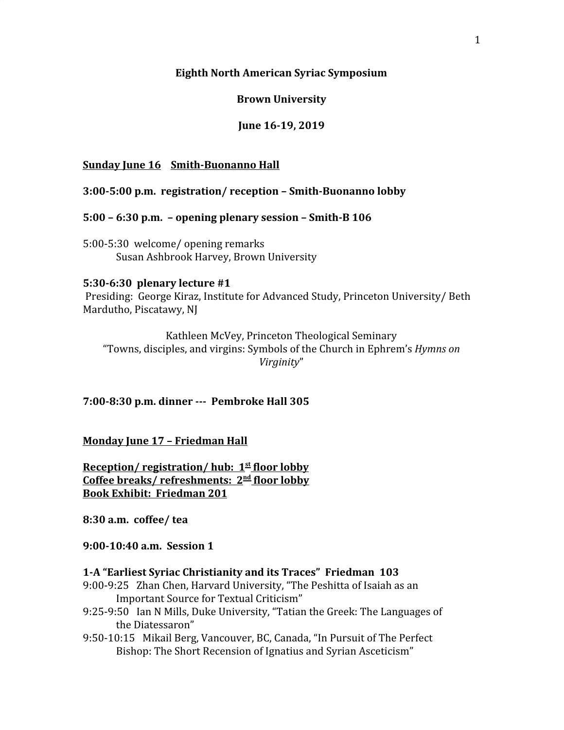**Eighth North American Syriac Symposium**

**Brown University**

**June 16-19, 2019**

**<u>Sunday June 16</u> <u>Smith-Buonanno Hall</u>**

**3:00-5:00 p.m. registration/ reception – Smith-Buonanno lobby**

**5:00 – 6:30 p.m. – opening plenary session – Smith-B 106**

5:00-5:30 welcome/ opening remarks
Susan Ashbrook Harvey, Brown University

**5:30-6:30 plenary lecture #1**
Presiding: George Kiraz, Institute for Advanced Study, Princeton University/ Beth Mardutho, Piscataway, NJ

Kathleen McVey, Princeton Theological Seminary
"Towns, disciples, and virgins: Symbols of the Church in Ephrem's *Hymns on Virginity*"

**7:00-8:30 p.m. dinner --- Pembroke Hall 305**

**<u>Monday June 17 – Friedman Hall</u>**

**<u>Reception/ registration/ hub: 1st floor lobby</u>**
**<u>Coffee breaks/ refreshments: 2nd floor lobby</u>**
**<u>Book Exhibit: Friedman 201</u>**

**8:30 a.m. coffee/ tea**

**9:00-10:40 a.m. Session 1**

**1-A "Earliest Syriac Christianity and its Traces" Friedman 103**

9:00-9:25 Zhan Chen, Harvard University, "The Peshitta of Isaiah as an Important Source for Textual Criticism"

9:25-9:50 Ian N Mills, Duke University, "Tatian the Greek: The Languages of the Diatessaron"

9:50-10:15 Mikail Berg, Vancouver, BC, Canada, "In Pursuit of The Perfect Bishop: The Short Recension of Ignatius and Syrian Asceticism"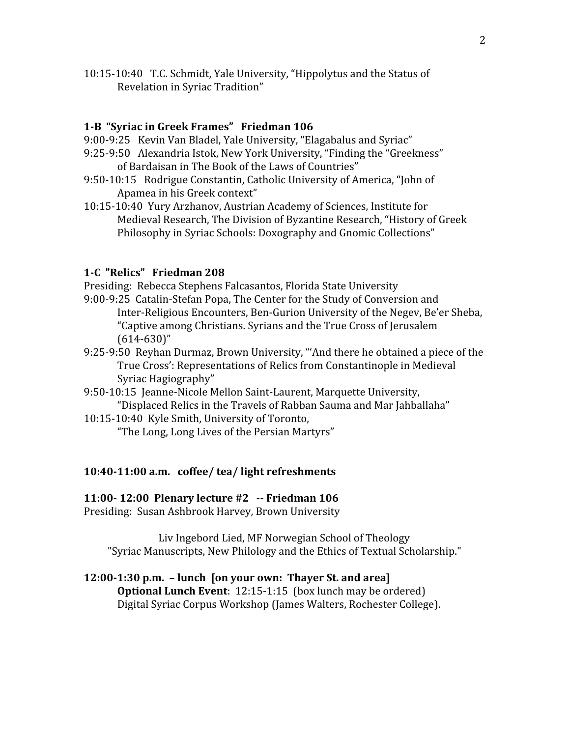10:15-10:40 T.C. Schmidt, Yale University, “Hippolytus and the Status of Revelation in Syriac Tradition”

**1-B “Syriac in Greek Frames” Friedman 106**

9:00-9:25 Kevin Van Bladel, Yale University, “Elagabalus and Syriac”

9:25-9:50 Alexandria Istok, New York University, “Finding the “Greekness” of Bardaisan in The Book of the Laws of Countries”

9:50-10:15 Rodrigue Constantin, Catholic University of America, “John of Apamea in his Greek context”

10:15-10:40 Yury Arzhanov, Austrian Academy of Sciences, Institute for Medieval Research, The Division of Byzantine Research, “History of Greek Philosophy in Syriac Schools: Doxography and Gnomic Collections”

**1-C ”Relics” Friedman 208**

Presiding: Rebecca Stephens Falcasantos, Florida State University

9:00-9:25 Catalin-Stefan Popa, The Center for the Study of Conversion and Inter-Religious Encounters, Ben-Gurion University of the Negev, Be’er Sheba, “Captive among Christians. Syrians and the True Cross of Jerusalem (614-630)”

9:25-9:50 Reyhan Durmaz, Brown University, “‘And there he obtained a piece of the True Cross’: Representations of Relics from Constantinople in Medieval Syriac Hagiography”

9:50-10:15 Jeanne-Nicole Mellon Saint-Laurent, Marquette University, “Displaced Relics in the Travels of Rabban Sauma and Mar Jahballaha”

10:15-10:40 Kyle Smith, University of Toronto, “The Long, Long Lives of the Persian Martyrs”

**10:40-11:00 a.m. coffee/ tea/ light refreshments**

**11:00- 12:00 Plenary lecture #2 -- Friedman 106**

Presiding: Susan Ashbrook Harvey, Brown University

Liv Ingebord Lied, MF Norwegian School of Theology
"Syriac Manuscripts, New Philology and the Ethics of Textual Scholarship."

**12:00-1:30 p.m. – lunch [on your own: Thayer St. and area]**

**Optional Lunch Event**: 12:15-1:15 (box lunch may be ordered) Digital Syriac Corpus Workshop (James Walters, Rochester College).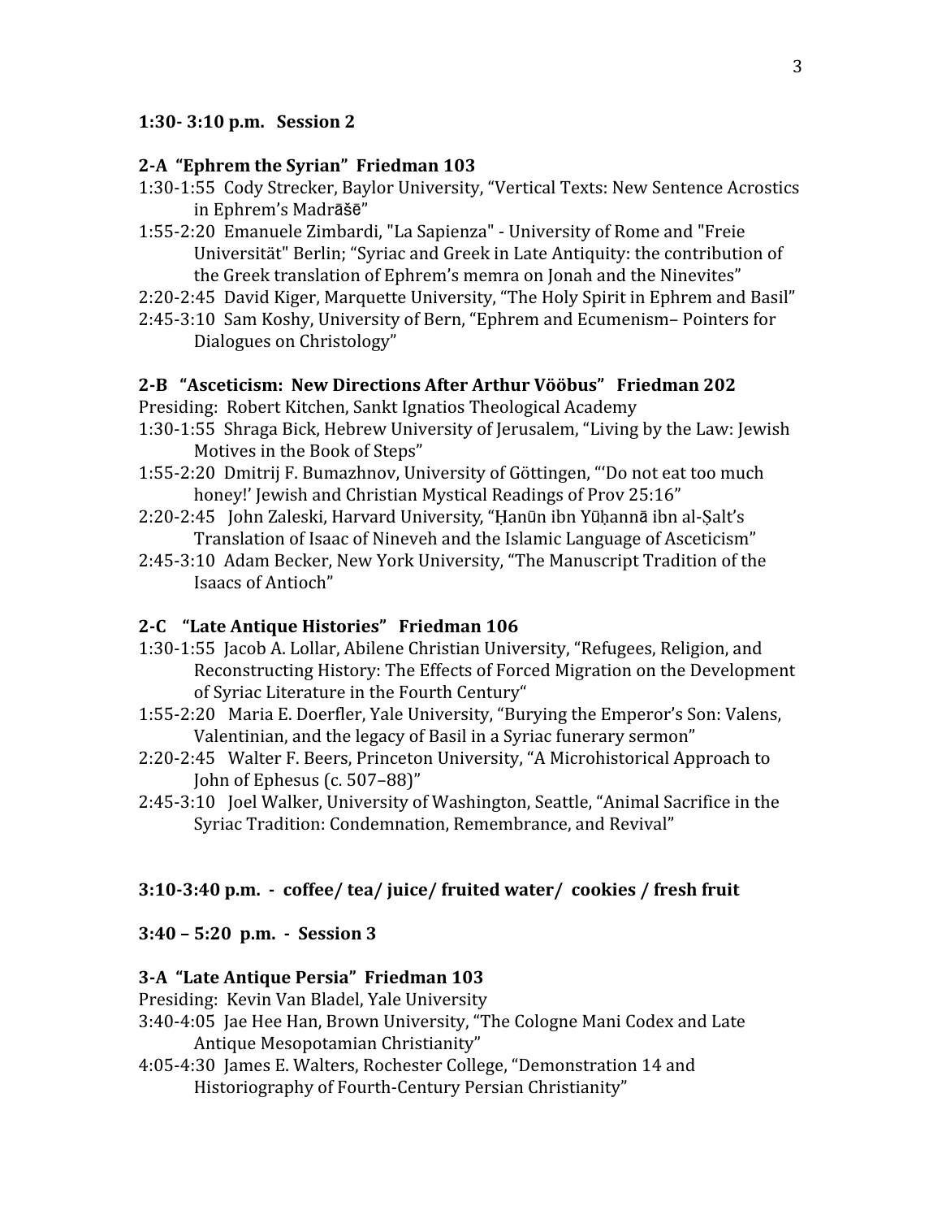**1:30- 3:10 p.m. Session 2**

**2-A "Ephrem the Syrian" Friedman 103**

1:30-1:55 Cody Strecker, Baylor University, "Vertical Texts: New Sentence Acrostics in Ephrem's Madrāšē"

1:55-2:20 Emanuele Zimbardi, "La Sapienza" - University of Rome and "Freie Universität" Berlin; "Syriac and Greek in Late Antiquity: the contribution of the Greek translation of Ephrem's memra on Jonah and the Ninevites"

2:20-2:45 David Kiger, Marquette University, "The Holy Spirit in Ephrem and Basil"

2:45-3:10 Sam Koshy, University of Bern, "Ephrem and Ecumenism– Pointers for Dialogues on Christology"

**2-B "Asceticism: New Directions After Arthur Vööbus" Friedman 202**

Presiding: Robert Kitchen, Sankt Ignatios Theological Academy

1:30-1:55 Shraga Bick, Hebrew University of Jerusalem, "Living by the Law: Jewish Motives in the Book of Steps"

1:55-2:20 Dmitrij F. Bumazhnov, University of Göttingen, "'Do not eat too much honey!' Jewish and Christian Mystical Readings of Prov 25:16"

2:20-2:45 John Zaleski, Harvard University, "Ḥanūn ibn Yūḥannā ibn al-Ṣalt's Translation of Isaac of Nineveh and the Islamic Language of Asceticism"

2:45-3:10 Adam Becker, New York University, "The Manuscript Tradition of the Isaacs of Antioch"

**2-C "Late Antique Histories" Friedman 106**

1:30-1:55 Jacob A. Lollar, Abilene Christian University, "Refugees, Religion, and Reconstructing History: The Effects of Forced Migration on the Development of Syriac Literature in the Fourth Century"

1:55-2:20 Maria E. Doerfler, Yale University, "Burying the Emperor's Son: Valens, Valentinian, and the legacy of Basil in a Syriac funerary sermon"

2:20-2:45 Walter F. Beers, Princeton University, "A Microhistorical Approach to John of Ephesus (c. 507–88)"

2:45-3:10 Joel Walker, University of Washington, Seattle, "Animal Sacrifice in the Syriac Tradition: Condemnation, Remembrance, and Revival"

**3:10-3:40 p.m. - coffee/ tea/ juice/ fruited water/ cookies / fresh fruit**

**3:40 – 5:20 p.m. - Session 3**

**3-A "Late Antique Persia" Friedman 103**

Presiding: Kevin Van Bladel, Yale University

3:40-4:05 Jae Hee Han, Brown University, "The Cologne Mani Codex and Late Antique Mesopotamian Christianity"

4:05-4:30 James E. Walters, Rochester College, "Demonstration 14 and Historiography of Fourth-Century Persian Christianity"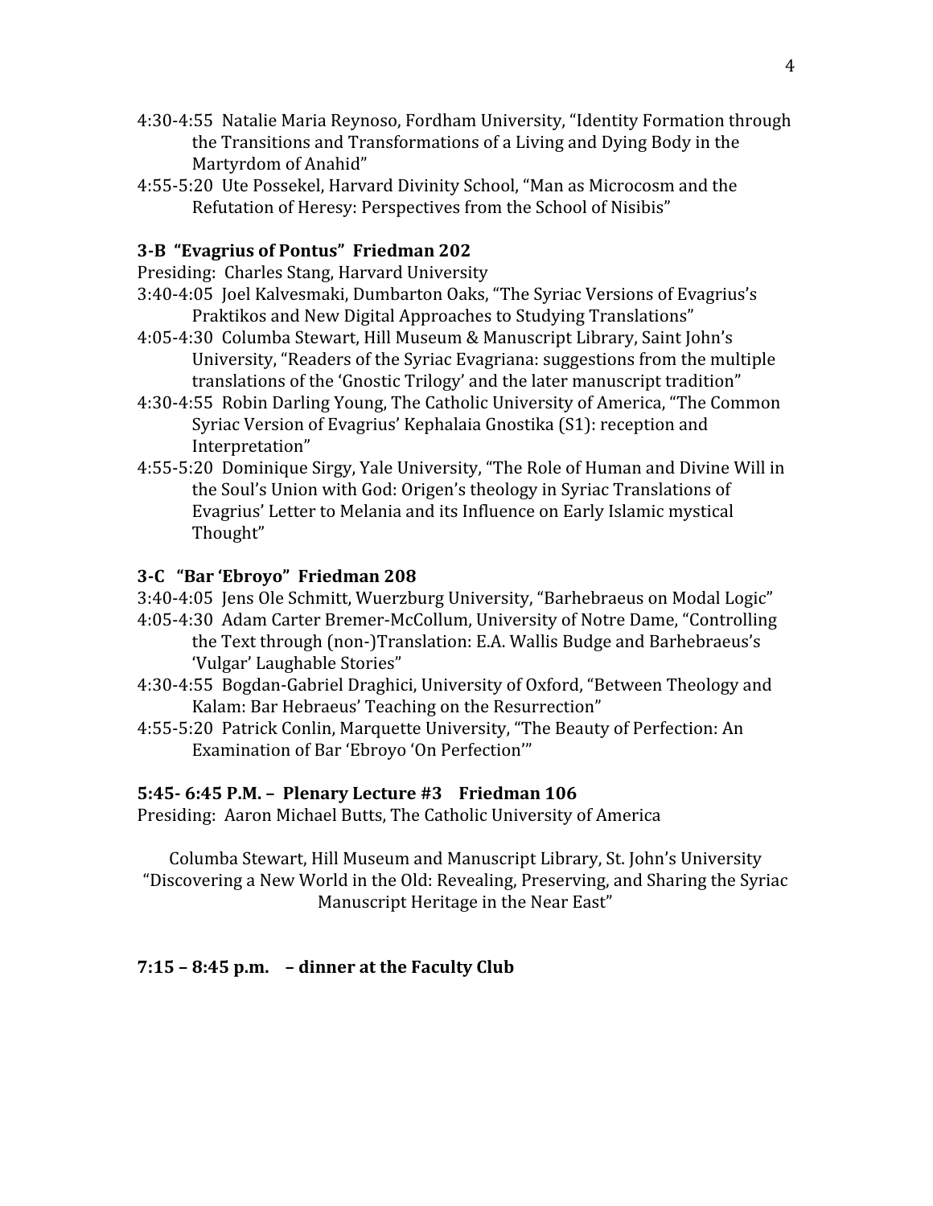4:30-4:55 Natalie Maria Reynoso, Fordham University, "Identity Formation through the Transitions and Transformations of a Living and Dying Body in the Martyrdom of Anahid"

4:55-5:20 Ute Possekel, Harvard Divinity School, "Man as Microcosm and the Refutation of Heresy: Perspectives from the School of Nisibis"

**3-B "Evagrius of Pontus" Friedman 202**

Presiding: Charles Stang, Harvard University

3:40-4:05 Joel Kalvesmaki, Dumbarton Oaks, "The Syriac Versions of Evagrius's Praktikos and New Digital Approaches to Studying Translations"

4:05-4:30 Columba Stewart, Hill Museum & Manuscript Library, Saint John's University, "Readers of the Syriac Evagriana: suggestions from the multiple translations of the 'Gnostic Trilogy' and the later manuscript tradition"

4:30-4:55 Robin Darling Young, The Catholic University of America, "The Common Syriac Version of Evagrius' Kephalaia Gnostika (S1): reception and Interpretation"

4:55-5:20 Dominique Sirgy, Yale University, "The Role of Human and Divine Will in the Soul's Union with God: Origen's theology in Syriac Translations of Evagrius' Letter to Melania and its Influence on Early Islamic mystical Thought"

**3-C "Bar 'Ebroyo" Friedman 208**

3:40-4:05 Jens Ole Schmitt, Wuerzburg University, "Barhebraeus on Modal Logic"

4:05-4:30 Adam Carter Bremer-McCollum, University of Notre Dame, "Controlling the Text through (non-)Translation: E.A. Wallis Budge and Barhebraeus's 'Vulgar' Laughable Stories"

4:30-4:55 Bogdan-Gabriel Draghici, University of Oxford, "Between Theology and Kalam: Bar Hebraeus' Teaching on the Resurrection"

4:55-5:20 Patrick Conlin, Marquette University, "The Beauty of Perfection: An Examination of Bar 'Ebroyo 'On Perfection'"

**5:45- 6:45 P.M. – Plenary Lecture #3 Friedman 106**

Presiding: Aaron Michael Butts, The Catholic University of America

Columba Stewart, Hill Museum and Manuscript Library, St. John's University
"Discovering a New World in the Old: Revealing, Preserving, and Sharing the Syriac Manuscript Heritage in the Near East"

**7:15 – 8:45 p.m. – dinner at the Faculty Club**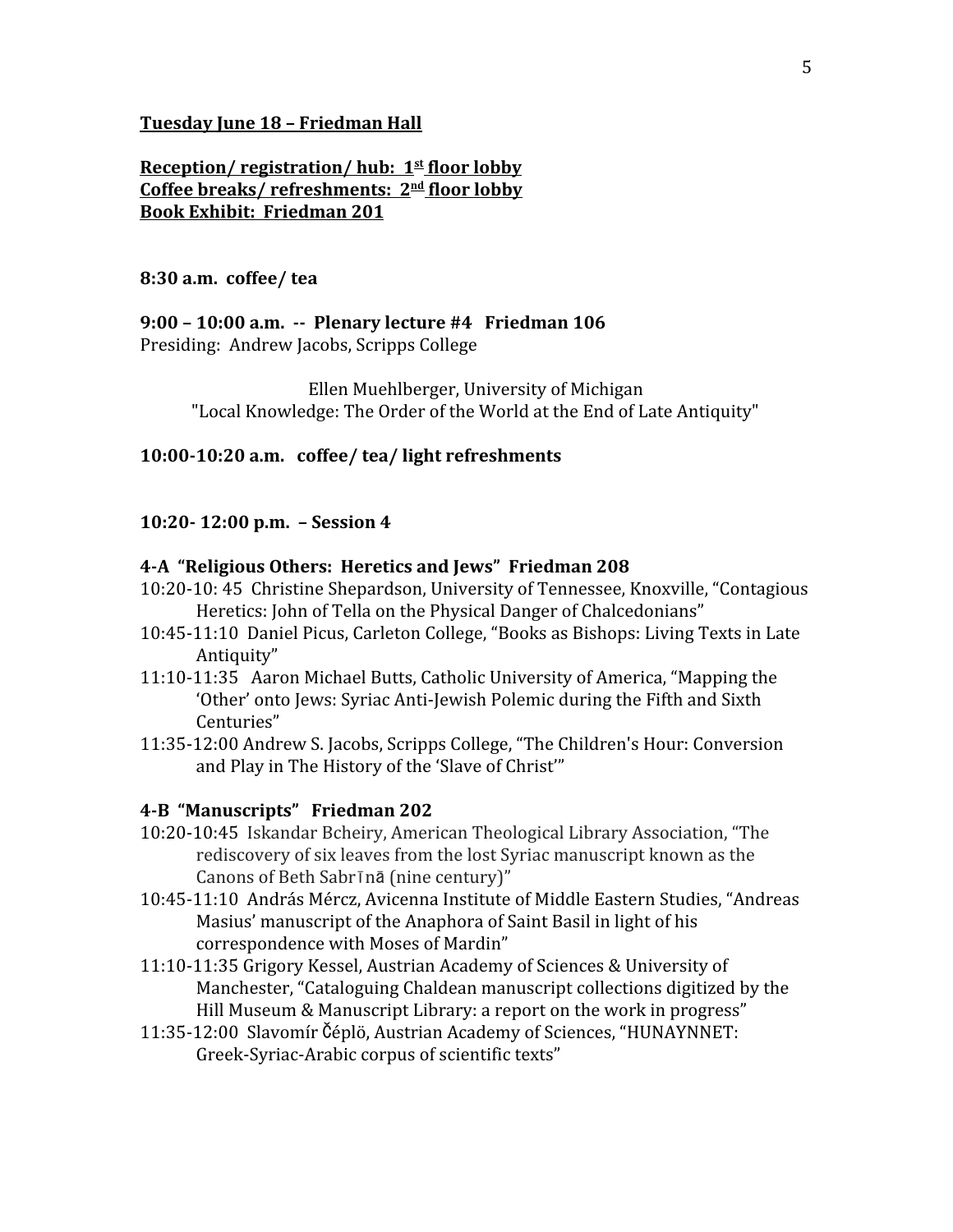**Tuesday June 18 – Friedman Hall**

**Reception/ registration/ hub: 1st floor lobby**
**Coffee breaks/ refreshments: 2nd floor lobby**
**Book Exhibit: Friedman 201**

**8:30 a.m. coffee/ tea**

**9:00 – 10:00 a.m. -- Plenary lecture #4 Friedman 106**
Presiding: Andrew Jacobs, Scripps College

Ellen Muehlberger, University of Michigan
"Local Knowledge: The Order of the World at the End of Late Antiquity"

**10:00-10:20 a.m. coffee/ tea/ light refreshments**

**10:20- 12:00 p.m. – Session 4**

**4-A "Religious Others: Heretics and Jews" Friedman 208**

10:20-10: 45 Christine Shepardson, University of Tennessee, Knoxville, "Contagious Heretics: John of Tella on the Physical Danger of Chalcedonians"

10:45-11:10 Daniel Picus, Carleton College, "Books as Bishops: Living Texts in Late Antiquity"

11:10-11:35 Aaron Michael Butts, Catholic University of America, "Mapping the 'Other' onto Jews: Syriac Anti-Jewish Polemic during the Fifth and Sixth Centuries"

11:35-12:00 Andrew S. Jacobs, Scripps College, "The Children's Hour: Conversion and Play in The History of the 'Slave of Christ'"

**4-B "Manuscripts" Friedman 202**

10:20-10:45 Iskandar Bcheiry, American Theological Library Association, "The rediscovery of six leaves from the lost Syriac manuscript known as the Canons of Beth Sabrīnā (nine century)"

10:45-11:10 András Mércz, Avicenna Institute of Middle Eastern Studies, "Andreas Masius' manuscript of the Anaphora of Saint Basil in light of his correspondence with Moses of Mardin"

11:10-11:35 Grigory Kessel, Austrian Academy of Sciences & University of Manchester, "Cataloguing Chaldean manuscript collections digitized by the Hill Museum & Manuscript Library: a report on the work in progress"

11:35-12:00 Slavomír Čéplö, Austrian Academy of Sciences, "HUNAYNNET: Greek-Syriac-Arabic corpus of scientific texts"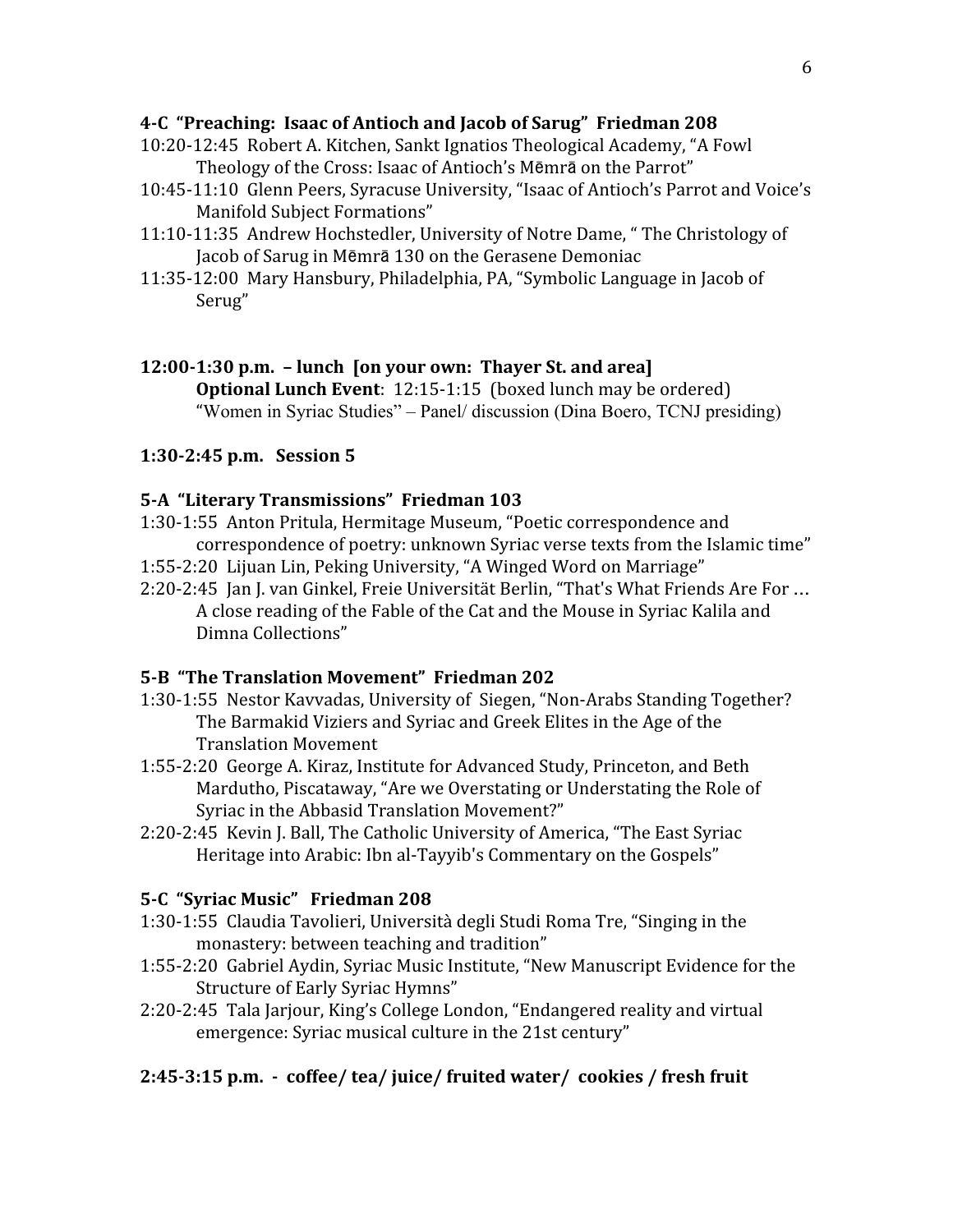**4-C "Preaching: Isaac of Antioch and Jacob of Sarug" Friedman 208**

10:20-12:45 Robert A. Kitchen, Sankt Ignatios Theological Academy, "A Fowl Theology of the Cross: Isaac of Antioch's Mēmrā on the Parrot"

10:45-11:10 Glenn Peers, Syracuse University, "Isaac of Antioch's Parrot and Voice's Manifold Subject Formations"

11:10-11:35 Andrew Hochstedler, University of Notre Dame, " The Christology of Jacob of Sarug in Mēmrā 130 on the Gerasene Demoniac

11:35-12:00 Mary Hansbury, Philadelphia, PA, "Symbolic Language in Jacob of Serug"

**12:00-1:30 p.m. – lunch [on your own: Thayer St. and area]**

**Optional Lunch Event**: 12:15-1:15 (boxed lunch may be ordered)
"Women in Syriac Studies" – Panel/ discussion (Dina Boero, TCNJ presiding)

**1:30-2:45 p.m. Session 5**

**5-A "Literary Transmissions" Friedman 103**

1:30-1:55 Anton Pritula, Hermitage Museum, "Poetic correspondence and correspondence of poetry: unknown Syriac verse texts from the Islamic time"

1:55-2:20 Lijuan Lin, Peking University, "A Winged Word on Marriage"

2:20-2:45 Jan J. van Ginkel, Freie Universität Berlin, "That's What Friends Are For … A close reading of the Fable of the Cat and the Mouse in Syriac Kalila and Dimna Collections"

**5-B "The Translation Movement" Friedman 202**

1:30-1:55 Nestor Kavvadas, University of Siegen, "Non-Arabs Standing Together? The Barmakid Viziers and Syriac and Greek Elites in the Age of the Translation Movement

1:55-2:20 George A. Kiraz, Institute for Advanced Study, Princeton, and Beth Mardutho, Piscataway, "Are we Overstating or Understating the Role of Syriac in the Abbasid Translation Movement?"

2:20-2:45 Kevin J. Ball, The Catholic University of America, "The East Syriac Heritage into Arabic: Ibn al-Tayyib's Commentary on the Gospels"

**5-C "Syriac Music" Friedman 208**

1:30-1:55 Claudia Tavolieri, Università degli Studi Roma Tre, "Singing in the monastery: between teaching and tradition"

1:55-2:20 Gabriel Aydin, Syriac Music Institute, "New Manuscript Evidence for the Structure of Early Syriac Hymns"

2:20-2:45 Tala Jarjour, King's College London, "Endangered reality and virtual emergence: Syriac musical culture in the 21st century"

**2:45-3:15 p.m. - coffee/ tea/ juice/ fruited water/ cookies / fresh fruit**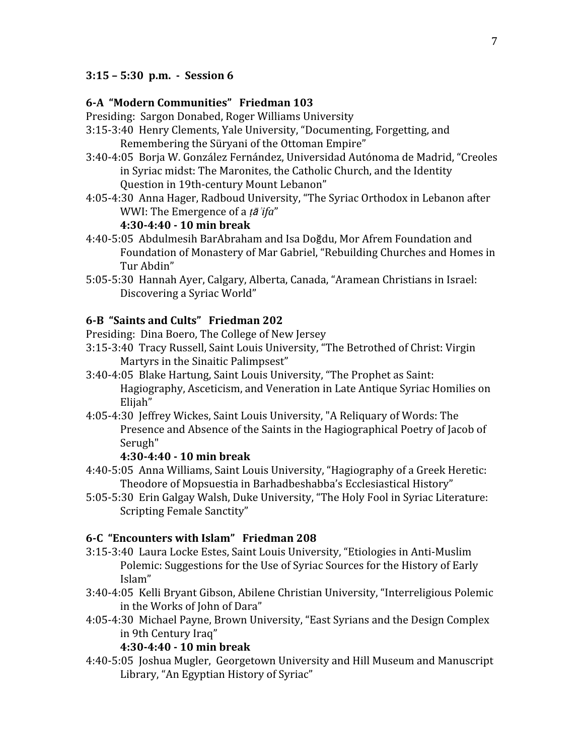**3:15 – 5:30 p.m. - Session 6**

**6-A "Modern Communities" Friedman 103**

Presiding: Sargon Donabed, Roger Williams University

3:15-3:40 Henry Clements, Yale University, "Documenting, Forgetting, and Remembering the Süryani of the Ottoman Empire"

3:40-4:05 Borja W. González Fernández, Universidad Autónoma de Madrid, "Creoles in Syriac midst: The Maronites, the Catholic Church, and the Identity Question in 19th-century Mount Lebanon"

4:05-4:30 Anna Hager, Radboud University, "The Syriac Orthodox in Lebanon after WWI: The Emergence of a *ṭāʾifa*"

**4:30-4:40 - 10 min break**

4:40-5:05 Abdulmesih BarAbraham and Isa Doğdu, Mor Afrem Foundation and Foundation of Monastery of Mar Gabriel, "Rebuilding Churches and Homes in Tur Abdin"

5:05-5:30 Hannah Ayer, Calgary, Alberta, Canada, "Aramean Christians in Israel: Discovering a Syriac World"

**6-B "Saints and Cults" Friedman 202**

Presiding: Dina Boero, The College of New Jersey

3:15-3:40 Tracy Russell, Saint Louis University, "The Betrothed of Christ: Virgin Martyrs in the Sinaitic Palimpsest"

3:40-4:05 Blake Hartung, Saint Louis University, "The Prophet as Saint: Hagiography, Asceticism, and Veneration in Late Antique Syriac Homilies on Elijah"

4:05-4:30 Jeffrey Wickes, Saint Louis University, "A Reliquary of Words: The Presence and Absence of the Saints in the Hagiographical Poetry of Jacob of Serugh"

**4:30-4:40 - 10 min break**

4:40-5:05 Anna Williams, Saint Louis University, "Hagiography of a Greek Heretic: Theodore of Mopsuestia in Barhadbeshabba's Ecclesiastical History"

5:05-5:30 Erin Galgay Walsh, Duke University, "The Holy Fool in Syriac Literature: Scripting Female Sanctity"

**6-C "Encounters with Islam" Friedman 208**

3:15-3:40 Laura Locke Estes, Saint Louis University, "Etiologies in Anti-Muslim Polemic: Suggestions for the Use of Syriac Sources for the History of Early Islam"

3:40-4:05 Kelli Bryant Gibson, Abilene Christian University, "Interreligious Polemic in the Works of John of Dara"

4:05-4:30 Michael Payne, Brown University, "East Syrians and the Design Complex in 9th Century Iraq"

**4:30-4:40 - 10 min break**

4:40-5:05 Joshua Mugler, Georgetown University and Hill Museum and Manuscript Library, "An Egyptian History of Syriac"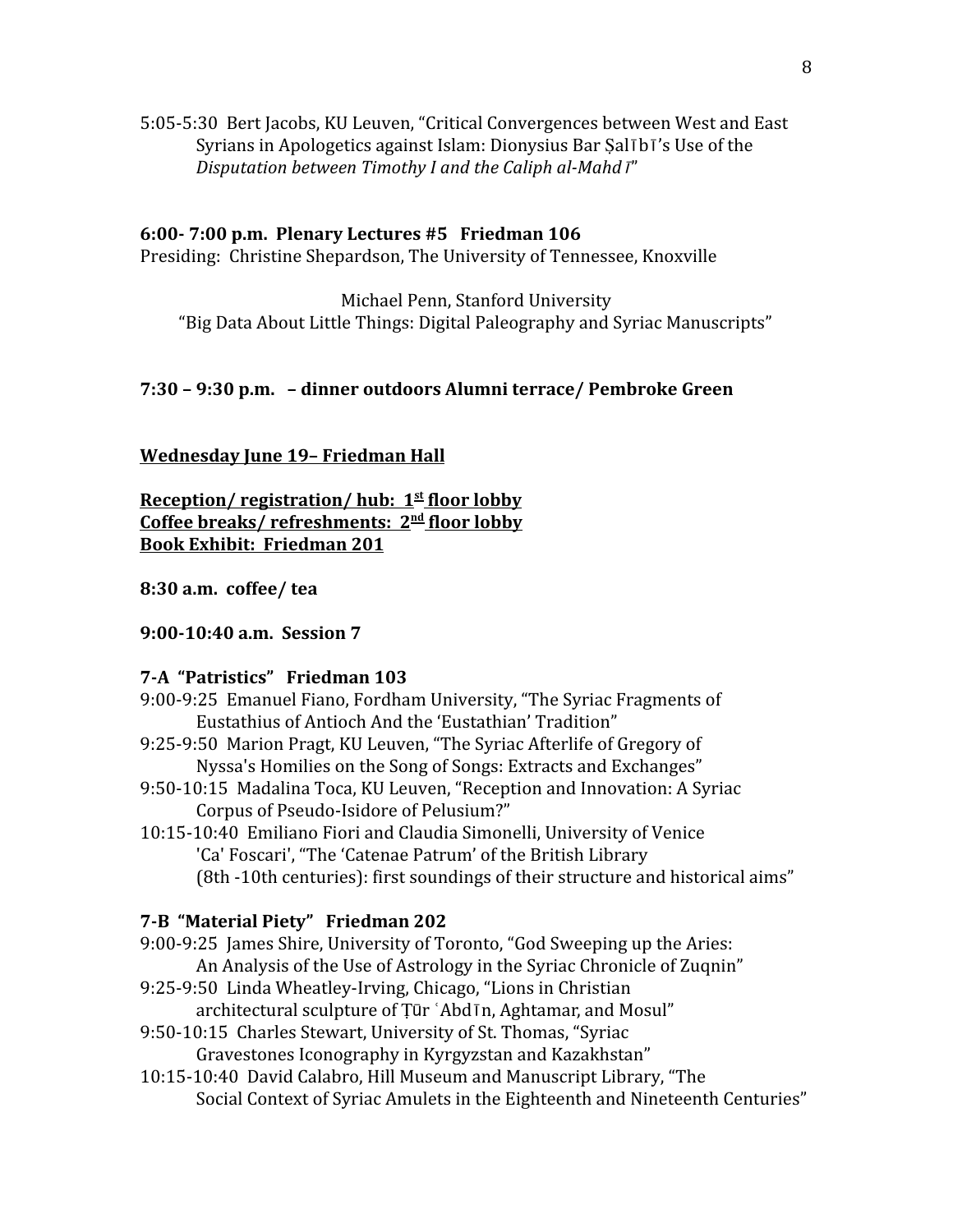5:05-5:30  Bert Jacobs, KU Leuven, "Critical Convergences between West and East Syrians in Apologetics against Islam: Dionysius Bar Ṣalībī's Use of the *Disputation between Timothy I and the Caliph al-Mahdī*"

**6:00- 7:00 p.m.  Plenary Lectures #5   Friedman 106**

Presiding:  Christine Shepardson, The University of Tennessee, Knoxville

Michael Penn, Stanford University
"Big Data About Little Things: Digital Paleography and Syriac Manuscripts"

**7:30 – 9:30 p.m.   – dinner outdoors Alumni terrace/ Pembroke Green**

**<u>Wednesday June 19– Friedman Hall</u>**

**<u>Reception/ registration/ hub:  1st floor lobby</u>**
**<u>Coffee breaks/ refreshments:  2nd floor lobby</u>**
**<u>Book Exhibit:  Friedman 201</u>**

**8:30 a.m.  coffee/ tea**

**9:00-10:40 a.m.  Session 7**

**7-A  "Patristics"   Friedman 103**

- 9:00-9:25  Emanuel Fiano, Fordham University, "The Syriac Fragments of Eustathius of Antioch And the 'Eustathian' Tradition"
- 9:25-9:50  Marion Pragt, KU Leuven, "The Syriac Afterlife of Gregory of Nyssa's Homilies on the Song of Songs: Extracts and Exchanges"
- 9:50-10:15  Madalina Toca, KU Leuven, "Reception and Innovation: A Syriac Corpus of Pseudo-Isidore of Pelusium?"
- 10:15-10:40  Emiliano Fiori and Claudia Simonelli, University of Venice 'Ca' Foscari', "The 'Catenae Patrum' of the British Library (8th -10th centuries): first soundings of their structure and historical aims"

**7-B  "Material Piety"   Friedman 202**

- 9:00-9:25  James Shire, University of Toronto, "God Sweeping up the Aries: An Analysis of the Use of Astrology in the Syriac Chronicle of Zuqnin"
- 9:25-9:50  Linda Wheatley-Irving, Chicago, "Lions in Christian architectural sculpture of Ṭūr ʿAbdīn, Aghtamar, and Mosul"
- 9:50-10:15  Charles Stewart, University of St. Thomas, "Syriac Gravestones Iconography in Kyrgyzstan and Kazakhstan"
- 10:15-10:40  David Calabro, Hill Museum and Manuscript Library, "The Social Context of Syriac Amulets in the Eighteenth and Nineteenth Centuries"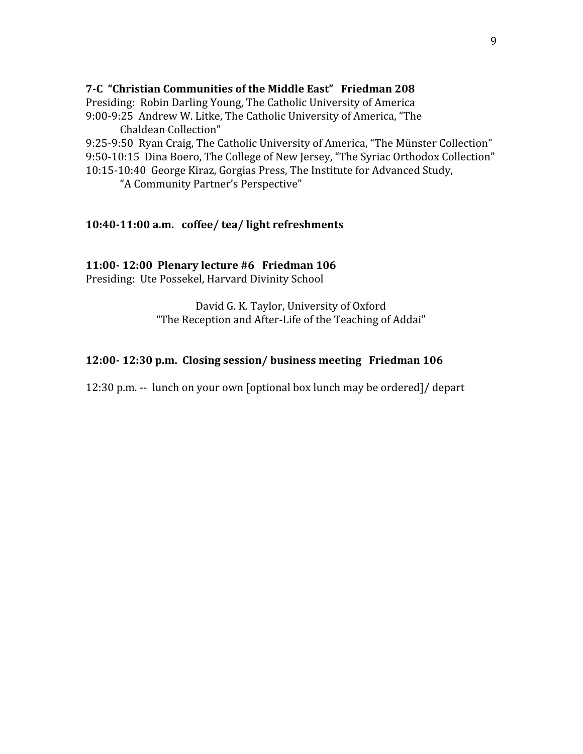**7-C “Christian Communities of the Middle East” Friedman 208**

Presiding: Robin Darling Young, The Catholic University of America

9:00-9:25 Andrew W. Litke, The Catholic University of America, “The Chaldean Collection”

9:25-9:50 Ryan Craig, The Catholic University of America, “The Münster Collection”

9:50-10:15 Dina Boero, The College of New Jersey, “The Syriac Orthodox Collection”

10:15-10:40 George Kiraz, Gorgias Press, The Institute for Advanced Study, “A Community Partner’s Perspective”

**10:40-11:00 a.m. coffee/ tea/ light refreshments**

**11:00- 12:00 Plenary lecture #6 Friedman 106**

Presiding: Ute Possekel, Harvard Divinity School

David G. K. Taylor, University of Oxford
“The Reception and After-Life of the Teaching of Addai”

**12:00- 12:30 p.m. Closing session/ business meeting Friedman 106**

12:30 p.m. -- lunch on your own [optional box lunch may be ordered]/ depart